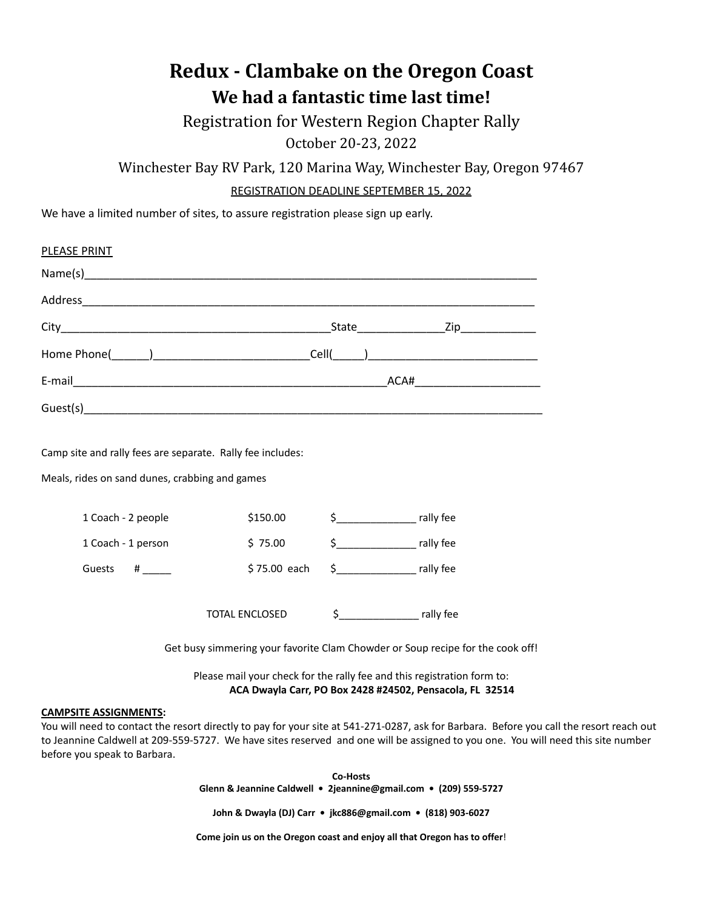# Redux - Clambake on the Oregon Coast

## We had a fantastic time last time!

Registration for Western Region Chapter Rally

October 20-23, 2022

Winchester Bay RV Park, 120 Marina Way, Winchester Bay, Oregon 97467

REGISTRATION DEADLINE SEPTEMBER 15, 2022

We have a limited number of sites, to assure registration please sign up early.

PLEASE PRINT

Name(s)_______________________________________________________________________________

Address_______________________________________________________________________________

City_____________________________________________State______________Zip____________

Home Phone(______)_________________________Cell(_____)___________________________

E-mail____________________________________________________ACA#____________________

Guest(s)_______________________________________________________________________________

Camp site and rally fees are separate. Rally fee includes:

Meals, rides on sand dunes, crabbing and games

| | | |
|---|---|---|
| 1 Coach - 2 people | $150.00 | $______________ rally fee |
| 1 Coach - 1 person | $ 75.00 | $______________ rally fee |
| Guests # _____ | $ 75.00 each | $______________ rally fee |
| | TOTAL ENCLOSED | $______________ rally fee |

Get busy simmering your favorite Clam Chowder or Soup recipe for the cook off!

Please mail your check for the rally fee and this registration form to:
**ACA Dwayla Carr, PO Box 2428 #24502, Pensacola, FL 32514**

**CAMPSITE ASSIGNMENTS:**
You will need to contact the resort directly to pay for your site at 541-271-0287, ask for Barbara. Before you call the resort reach out to Jeannine Caldwell at 209-559-5727. We have sites reserved and one will be assigned to you one. You will need this site number before you speak to Barbara.

**Co-Hosts**
**Glenn & Jeannine Caldwell • 2jeannine@gmail.com • (209) 559-5727**

**John & Dwayla (DJ) Carr • jkc886@gmail.com • (818) 903-6027**

**Come join us on the Oregon coast and enjoy all that Oregon has to offer**!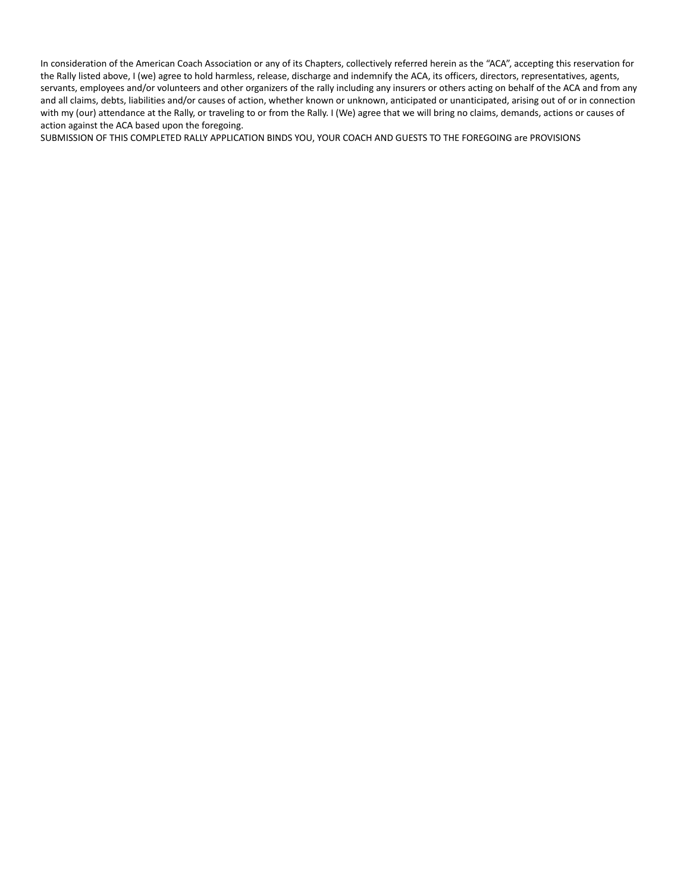In consideration of the American Coach Association or any of its Chapters, collectively referred herein as the "ACA", accepting this reservation for the Rally listed above, I (we) agree to hold harmless, release, discharge and indemnify the ACA, its officers, directors, representatives, agents, servants, employees and/or volunteers and other organizers of the rally including any insurers or others acting on behalf of the ACA and from any and all claims, debts, liabilities and/or causes of action, whether known or unknown, anticipated or unanticipated, arising out of or in connection with my (our) attendance at the Rally, or traveling to or from the Rally. I (We) agree that we will bring no claims, demands, actions or causes of action against the ACA based upon the foregoing.

SUBMISSION OF THIS COMPLETED RALLY APPLICATION BINDS YOU, YOUR COACH AND GUESTS TO THE FOREGOING are PROVISIONS